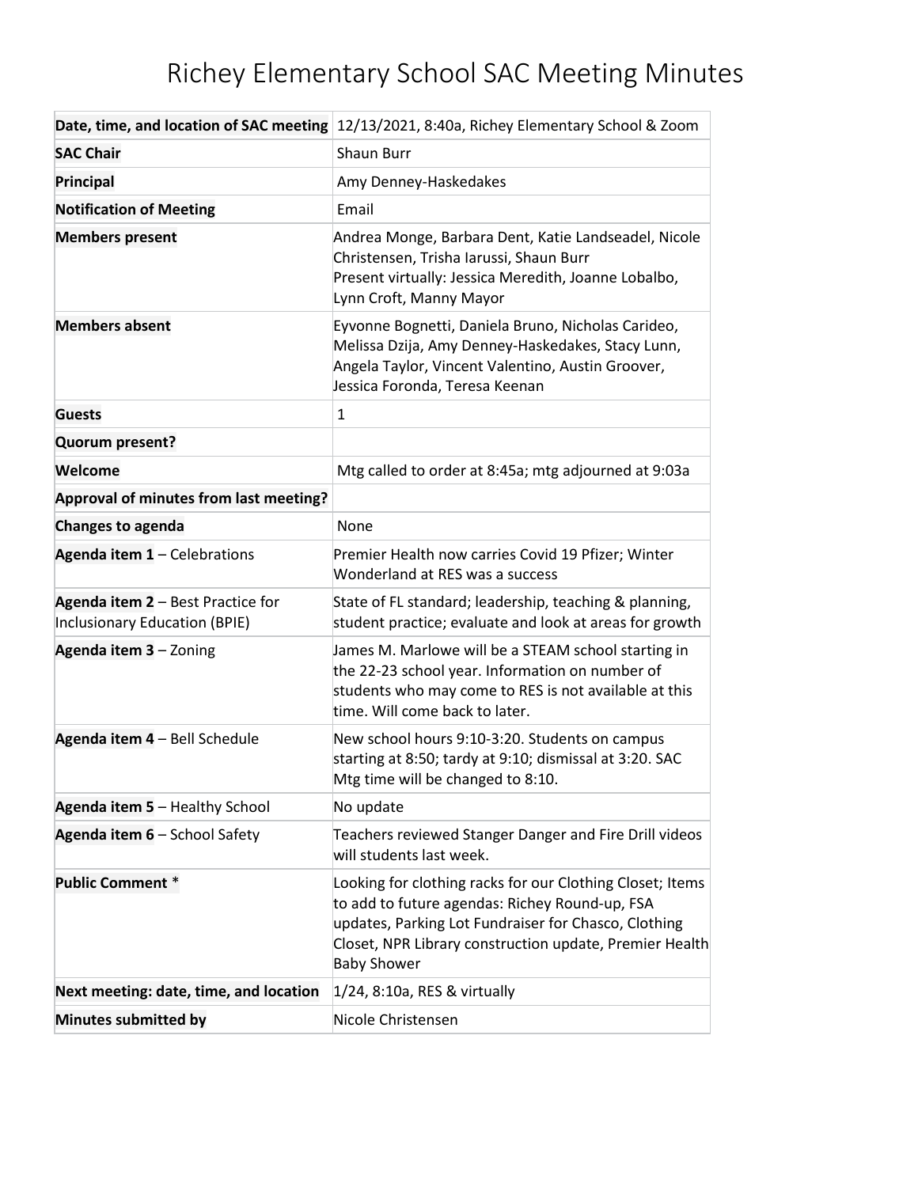# Richey Elementary School SAC Meeting Minutes

| | |
|---|---|
| **Date, time, and location of SAC meeting** | 12/13/2021, 8:40a, Richey Elementary School & Zoom |
| **SAC Chair** | Shaun Burr |
| **Principal** | Amy Denney-Haskedakes |
| **Notification of Meeting** | Email |
| **Members present** | Andrea Monge, Barbara Dent, Katie Landseadel, Nicole Christensen, Trisha Iarussi, Shaun Burr<br>Present virtually: Jessica Meredith, Joanne Lobalbo, Lynn Croft, Manny Mayor |
| **Members absent** | Eyvonne Bognetti, Daniela Bruno, Nicholas Carideo, Melissa Dzija, Amy Denney-Haskedakes, Stacy Lunn, Angela Taylor, Vincent Valentino, Austin Groover, Jessica Foronda, Teresa Keenan |
| **Guests** | 1 |
| **Quorum present?** | |
| **Welcome** | Mtg called to order at 8:45a; mtg adjourned at 9:03a |
| **Approval of minutes from last meeting?** | |
| **Changes to agenda** | None |
| **Agenda item 1** – Celebrations | Premier Health now carries Covid 19 Pfizer; Winter Wonderland at RES was a success |
| **Agenda item 2** – Best Practice for Inclusionary Education (BPIE) | State of FL standard; leadership, teaching & planning, student practice; evaluate and look at areas for growth |
| **Agenda item 3** – Zoning | James M. Marlowe will be a STEAM school starting in the 22-23 school year. Information on number of students who may come to RES is not available at this time. Will come back to later. |
| **Agenda item 4** – Bell Schedule | New school hours 9:10-3:20. Students on campus starting at 8:50; tardy at 9:10; dismissal at 3:20. SAC Mtg time will be changed to 8:10. |
| **Agenda item 5** – Healthy School | No update |
| **Agenda item 6** – School Safety | Teachers reviewed Stanger Danger and Fire Drill videos will students last week. |
| **Public Comment** * | Looking for clothing racks for our Clothing Closet; Items to add to future agendas: Richey Round-up, FSA updates, Parking Lot Fundraiser for Chasco, Clothing Closet, NPR Library construction update, Premier Health Baby Shower |
| **Next meeting: date, time, and location** | 1/24, 8:10a, RES & virtually |
| **Minutes submitted by** | Nicole Christensen |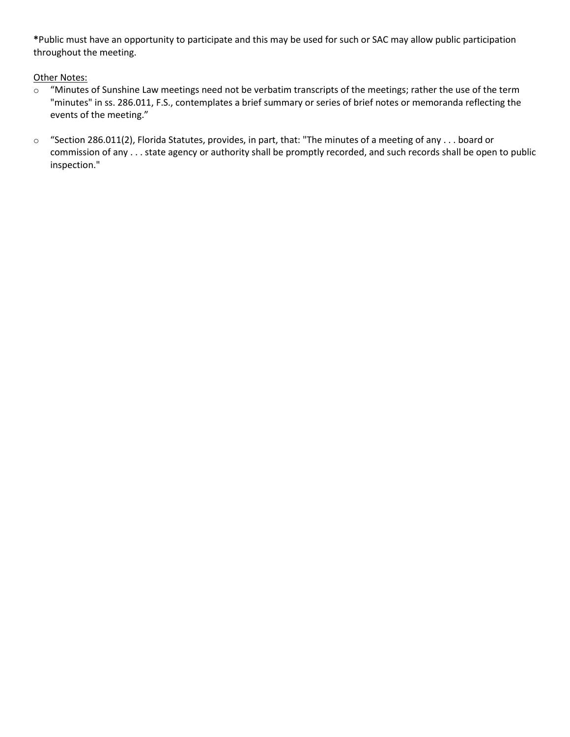**\***Public must have an opportunity to participate and this may be used for such or SAC may allow public participation throughout the meeting.

<u>Other Notes:</u>

- "Minutes of Sunshine Law meetings need not be verbatim transcripts of the meetings; rather the use of the term "minutes" in ss. 286.011, F.S., contemplates a brief summary or series of brief notes or memoranda reflecting the events of the meeting."

- "Section 286.011(2), Florida Statutes, provides, in part, that: "The minutes of a meeting of any . . . board or commission of any . . . state agency or authority shall be promptly recorded, and such records shall be open to public inspection."